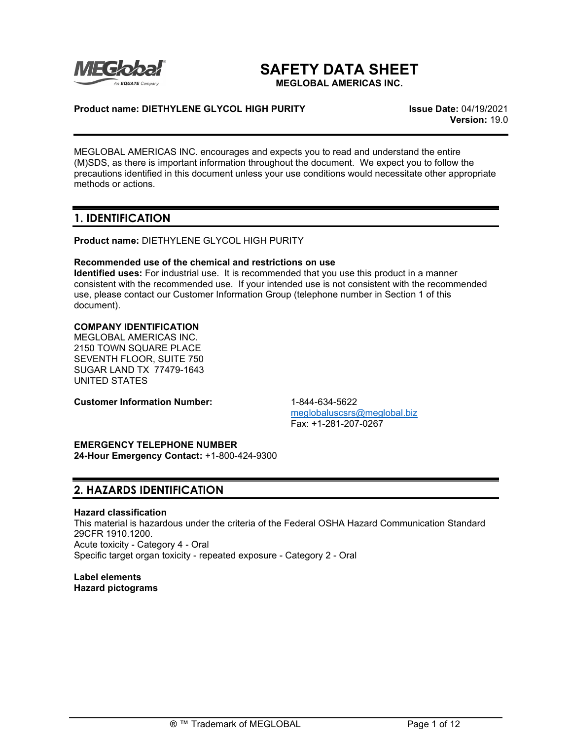# SAFETY DATA SHEET

**MEGLOBAL AMERICAS INC.**

**Product name: DIETHYLENE GLYCOL HIGH PURITY**

**Issue Date:** 04/19/2021
**Version:** 19.0

MEGLOBAL AMERICAS INC. encourages and expects you to read and understand the entire (M)SDS, as there is important information throughout the document. We expect you to follow the precautions identified in this document unless your use conditions would necessitate other appropriate methods or actions.

## 1. IDENTIFICATION

**Product name:** DIETHYLENE GLYCOL HIGH PURITY

**Recommended use of the chemical and restrictions on use**

**Identified uses:** For industrial use. It is recommended that you use this product in a manner consistent with the recommended use. If your intended use is not consistent with the recommended use, please contact our Customer Information Group (telephone number in Section 1 of this document).

**COMPANY IDENTIFICATION**

MEGLOBAL AMERICAS INC.
2150 TOWN SQUARE PLACE
SEVENTH FLOOR, SUITE 750
SUGAR LAND TX 77479-1643
UNITED STATES

**Customer Information Number:** 1-844-634-5622
meglobaluscsrs@meglobal.biz
Fax: +1-281-207-0267

**EMERGENCY TELEPHONE NUMBER**

**24-Hour Emergency Contact:** +1-800-424-9300

## 2. HAZARDS IDENTIFICATION

**Hazard classification**

This material is hazardous under the criteria of the Federal OSHA Hazard Communication Standard 29CFR 1910.1200.
Acute toxicity - Category 4 - Oral
Specific target organ toxicity - repeated exposure - Category 2 - Oral

**Label elements**

**Hazard pictograms**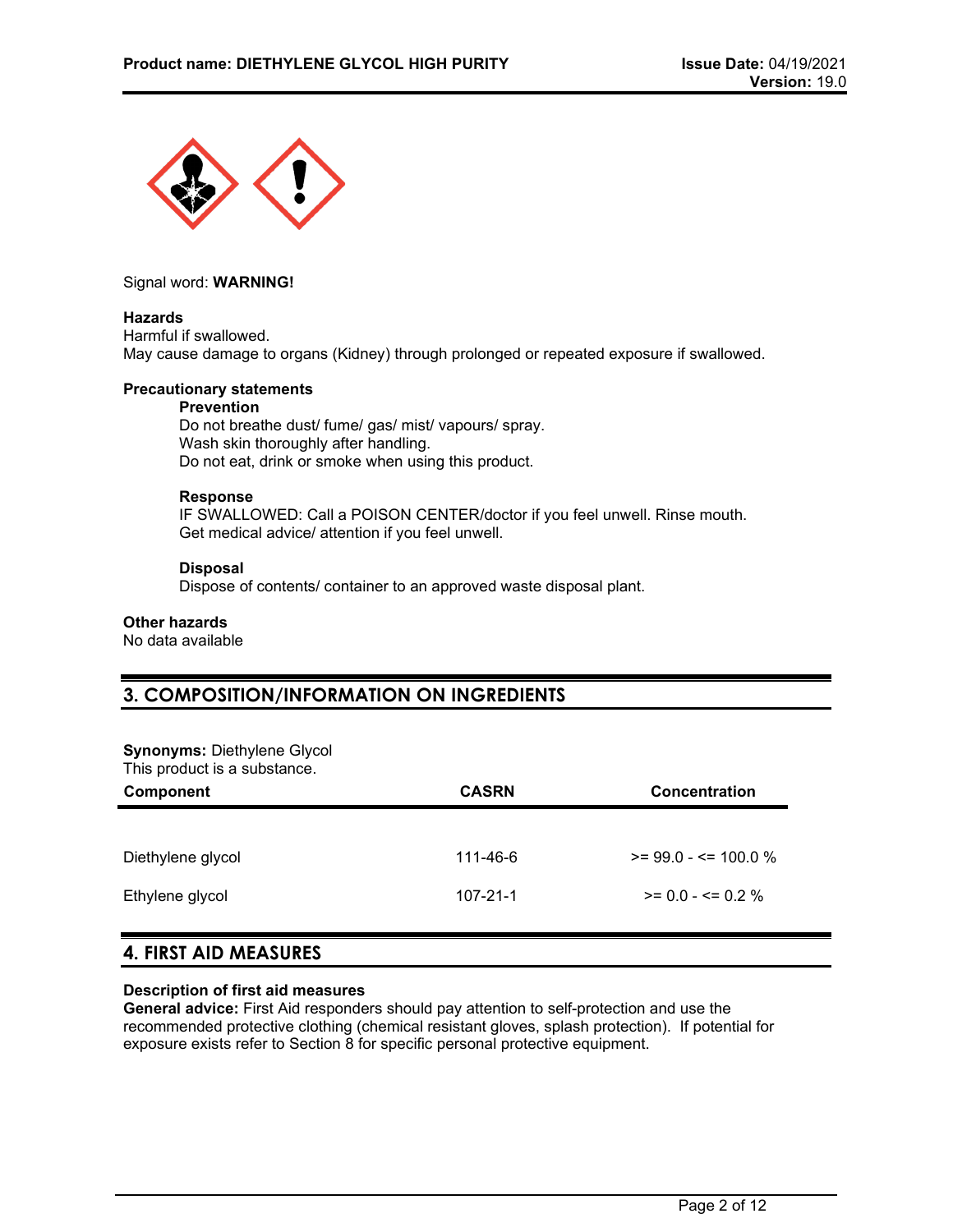Signal word: **WARNING!**

**Hazards**

Harmful if swallowed.
May cause damage to organs (Kidney) through prolonged or repeated exposure if swallowed.

**Precautionary statements**

**Prevention**

Do not breathe dust/ fume/ gas/ mist/ vapours/ spray.
Wash skin thoroughly after handling.
Do not eat, drink or smoke when using this product.

**Response**

IF SWALLOWED: Call a POISON CENTER/doctor if you feel unwell. Rinse mouth.
Get medical advice/ attention if you feel unwell.

**Disposal**

Dispose of contents/ container to an approved waste disposal plant.

**Other hazards**

No data available

## 3. COMPOSITION/INFORMATION ON INGREDIENTS

**Synonyms:** Diethylene Glycol
This product is a substance.

| Component | CASRN | Concentration |
|---|---|---|
| Diethylene glycol | 111-46-6 | >= 99.0 - <= 100.0 % |
| Ethylene glycol | 107-21-1 | >= 0.0 - <= 0.2 % |

## 4. FIRST AID MEASURES

**Description of first aid measures**

**General advice:** First Aid responders should pay attention to self-protection and use the recommended protective clothing (chemical resistant gloves, splash protection). If potential for exposure exists refer to Section 8 for specific personal protective equipment.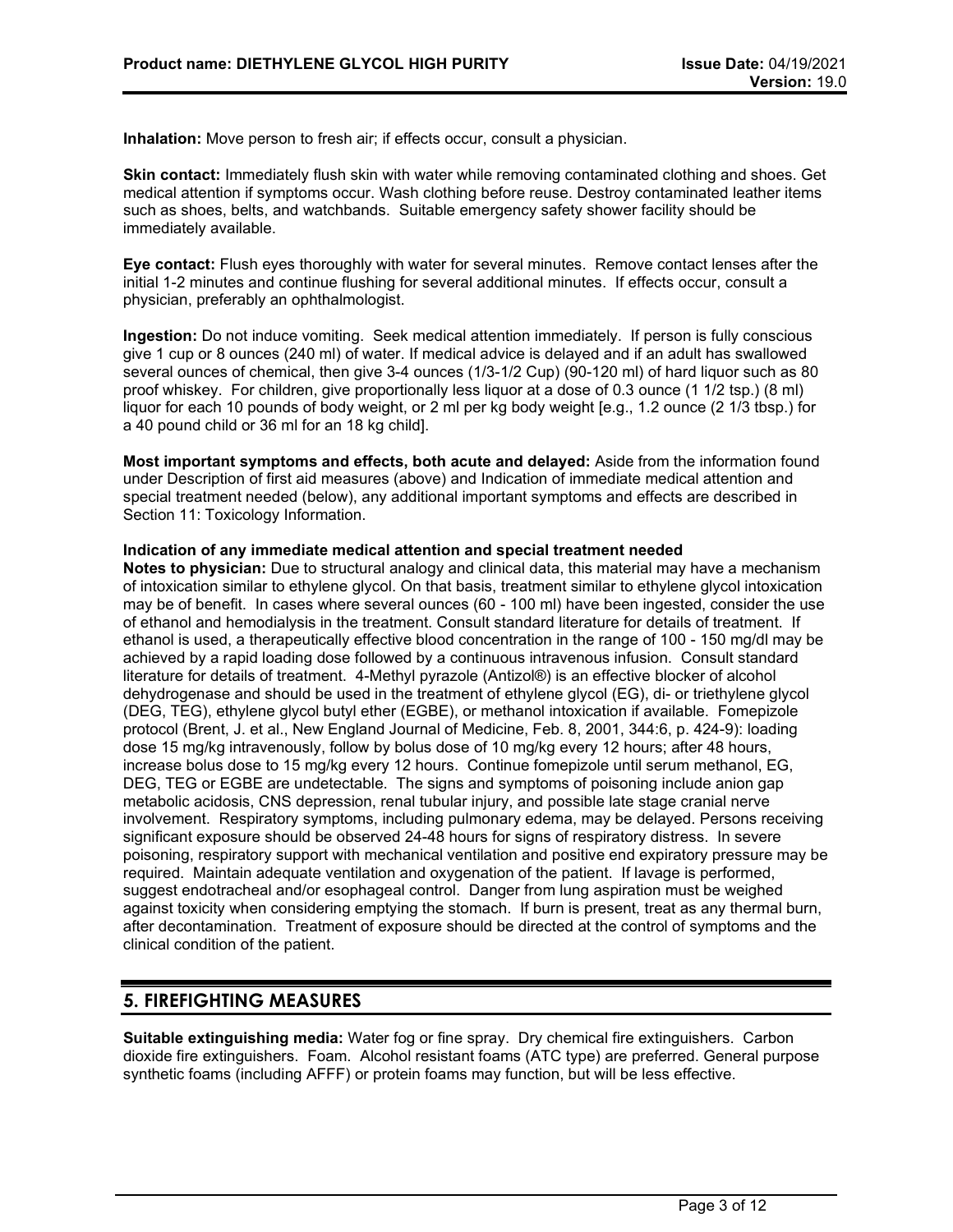**Inhalation:** Move person to fresh air; if effects occur, consult a physician.

**Skin contact:** Immediately flush skin with water while removing contaminated clothing and shoes. Get medical attention if symptoms occur. Wash clothing before reuse. Destroy contaminated leather items such as shoes, belts, and watchbands. Suitable emergency safety shower facility should be immediately available.

**Eye contact:** Flush eyes thoroughly with water for several minutes. Remove contact lenses after the initial 1-2 minutes and continue flushing for several additional minutes. If effects occur, consult a physician, preferably an ophthalmologist.

**Ingestion:** Do not induce vomiting. Seek medical attention immediately. If person is fully conscious give 1 cup or 8 ounces (240 ml) of water. If medical advice is delayed and if an adult has swallowed several ounces of chemical, then give 3-4 ounces (1/3-1/2 Cup) (90-120 ml) of hard liquor such as 80 proof whiskey. For children, give proportionally less liquor at a dose of 0.3 ounce (1 1/2 tsp.) (8 ml) liquor for each 10 pounds of body weight, or 2 ml per kg body weight [e.g., 1.2 ounce (2 1/3 tbsp.) for a 40 pound child or 36 ml for an 18 kg child].

**Most important symptoms and effects, both acute and delayed:** Aside from the information found under Description of first aid measures (above) and Indication of immediate medical attention and special treatment needed (below), any additional important symptoms and effects are described in Section 11: Toxicology Information.

**Indication of any immediate medical attention and special treatment needed**

**Notes to physician:** Due to structural analogy and clinical data, this material may have a mechanism of intoxication similar to ethylene glycol. On that basis, treatment similar to ethylene glycol intoxication may be of benefit. In cases where several ounces (60 - 100 ml) have been ingested, consider the use of ethanol and hemodialysis in the treatment. Consult standard literature for details of treatment. If ethanol is used, a therapeutically effective blood concentration in the range of 100 - 150 mg/dl may be achieved by a rapid loading dose followed by a continuous intravenous infusion. Consult standard literature for details of treatment. 4-Methyl pyrazole (Antizol®) is an effective blocker of alcohol dehydrogenase and should be used in the treatment of ethylene glycol (EG), di- or triethylene glycol (DEG, TEG), ethylene glycol butyl ether (EGBE), or methanol intoxication if available. Fomepizole protocol (Brent, J. et al., New England Journal of Medicine, Feb. 8, 2001, 344:6, p. 424-9): loading dose 15 mg/kg intravenously, follow by bolus dose of 10 mg/kg every 12 hours; after 48 hours, increase bolus dose to 15 mg/kg every 12 hours. Continue fomepizole until serum methanol, EG, DEG, TEG or EGBE are undetectable. The signs and symptoms of poisoning include anion gap metabolic acidosis, CNS depression, renal tubular injury, and possible late stage cranial nerve involvement. Respiratory symptoms, including pulmonary edema, may be delayed. Persons receiving significant exposure should be observed 24-48 hours for signs of respiratory distress. In severe poisoning, respiratory support with mechanical ventilation and positive end expiratory pressure may be required. Maintain adequate ventilation and oxygenation of the patient. If lavage is performed, suggest endotracheal and/or esophageal control. Danger from lung aspiration must be weighed against toxicity when considering emptying the stomach. If burn is present, treat as any thermal burn, after decontamination. Treatment of exposure should be directed at the control of symptoms and the clinical condition of the patient.

## 5. FIREFIGHTING MEASURES

**Suitable extinguishing media:** Water fog or fine spray. Dry chemical fire extinguishers. Carbon dioxide fire extinguishers. Foam. Alcohol resistant foams (ATC type) are preferred. General purpose synthetic foams (including AFFF) or protein foams may function, but will be less effective.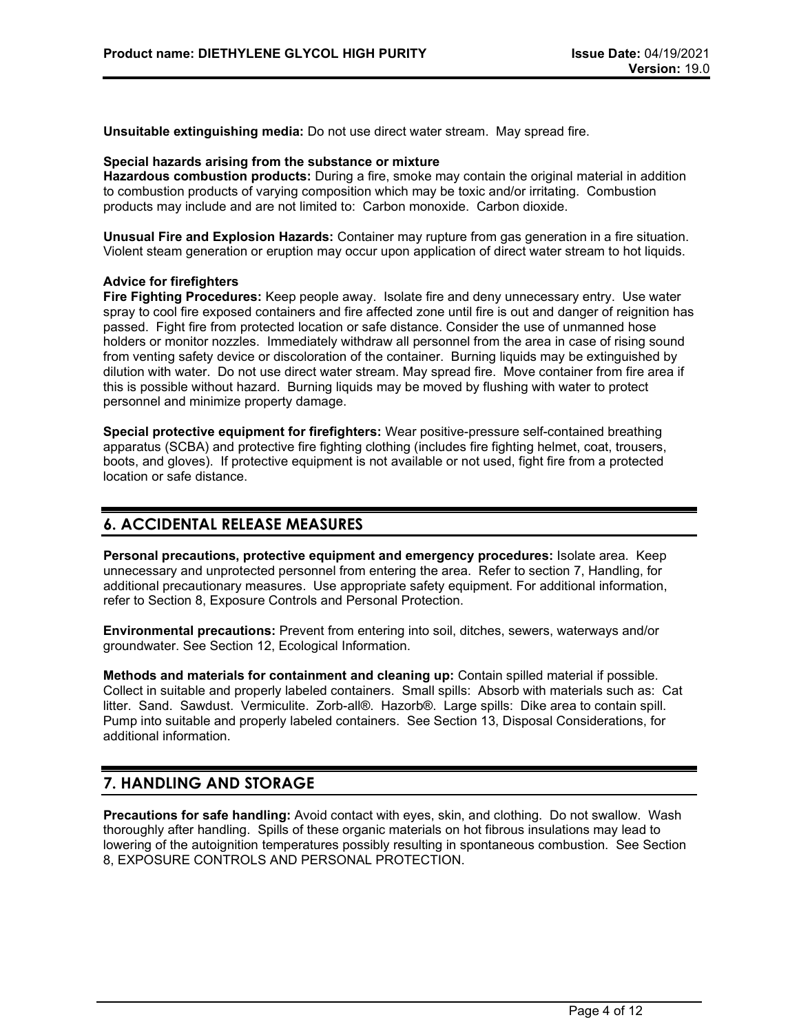**Unsuitable extinguishing media:** Do not use direct water stream. May spread fire.

**Special hazards arising from the substance or mixture**

**Hazardous combustion products:** During a fire, smoke may contain the original material in addition to combustion products of varying composition which may be toxic and/or irritating. Combustion products may include and are not limited to: Carbon monoxide. Carbon dioxide.

**Unusual Fire and Explosion Hazards:** Container may rupture from gas generation in a fire situation. Violent steam generation or eruption may occur upon application of direct water stream to hot liquids.

**Advice for firefighters**

**Fire Fighting Procedures:** Keep people away. Isolate fire and deny unnecessary entry. Use water spray to cool fire exposed containers and fire affected zone until fire is out and danger of reignition has passed. Fight fire from protected location or safe distance. Consider the use of unmanned hose holders or monitor nozzles. Immediately withdraw all personnel from the area in case of rising sound from venting safety device or discoloration of the container. Burning liquids may be extinguished by dilution with water. Do not use direct water stream. May spread fire. Move container from fire area if this is possible without hazard. Burning liquids may be moved by flushing with water to protect personnel and minimize property damage.

**Special protective equipment for firefighters:** Wear positive-pressure self-contained breathing apparatus (SCBA) and protective fire fighting clothing (includes fire fighting helmet, coat, trousers, boots, and gloves). If protective equipment is not available or not used, fight fire from a protected location or safe distance.

## 6. ACCIDENTAL RELEASE MEASURES

**Personal precautions, protective equipment and emergency procedures:** Isolate area. Keep unnecessary and unprotected personnel from entering the area. Refer to section 7, Handling, for additional precautionary measures. Use appropriate safety equipment. For additional information, refer to Section 8, Exposure Controls and Personal Protection.

**Environmental precautions:** Prevent from entering into soil, ditches, sewers, waterways and/or groundwater. See Section 12, Ecological Information.

**Methods and materials for containment and cleaning up:** Contain spilled material if possible. Collect in suitable and properly labeled containers. Small spills: Absorb with materials such as: Cat litter. Sand. Sawdust. Vermiculite. Zorb-all®. Hazorb®. Large spills: Dike area to contain spill. Pump into suitable and properly labeled containers. See Section 13, Disposal Considerations, for additional information.

## 7. HANDLING AND STORAGE

**Precautions for safe handling:** Avoid contact with eyes, skin, and clothing. Do not swallow. Wash thoroughly after handling. Spills of these organic materials on hot fibrous insulations may lead to lowering of the autoignition temperatures possibly resulting in spontaneous combustion. See Section 8, EXPOSURE CONTROLS AND PERSONAL PROTECTION.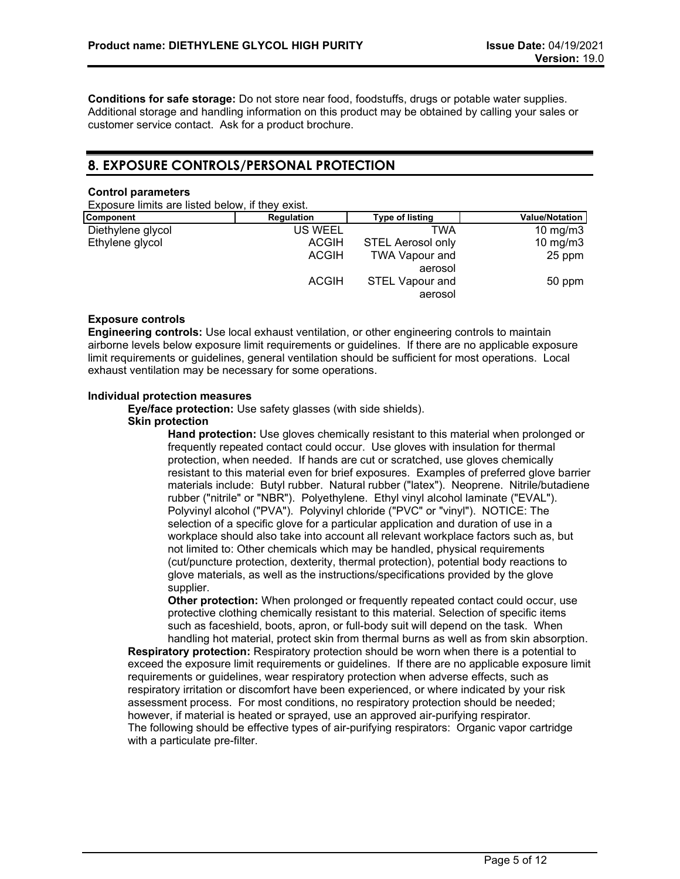**Conditions for safe storage:** Do not store near food, foodstuffs, drugs or potable water supplies. Additional storage and handling information on this product may be obtained by calling your sales or customer service contact. Ask for a product brochure.

## 8. EXPOSURE CONTROLS/PERSONAL PROTECTION

**Control parameters**

Exposure limits are listed below, if they exist.

| Component | Regulation | Type of listing | Value/Notation |
|---|---|---|---|
| Diethylene glycol | US WEEL | TWA | 10 mg/m3 |
| Ethylene glycol | ACGIH | STEL Aerosol only | 10 mg/m3 |
| | ACGIH | TWA Vapour and aerosol | 25 ppm |
| | ACGIH | STEL Vapour and aerosol | 50 ppm |

**Exposure controls**

**Engineering controls:** Use local exhaust ventilation, or other engineering controls to maintain airborne levels below exposure limit requirements or guidelines. If there are no applicable exposure limit requirements or guidelines, general ventilation should be sufficient for most operations. Local exhaust ventilation may be necessary for some operations.

**Individual protection measures**

**Eye/face protection:** Use safety glasses (with side shields).

**Skin protection**

**Hand protection:** Use gloves chemically resistant to this material when prolonged or frequently repeated contact could occur. Use gloves with insulation for thermal protection, when needed. If hands are cut or scratched, use gloves chemically resistant to this material even for brief exposures. Examples of preferred glove barrier materials include: Butyl rubber. Natural rubber ("latex"). Neoprene. Nitrile/butadiene rubber ("nitrile" or "NBR"). Polyethylene. Ethyl vinyl alcohol laminate ("EVAL"). Polyvinyl alcohol ("PVA"). Polyvinyl chloride ("PVC" or "vinyl"). NOTICE: The selection of a specific glove for a particular application and duration of use in a workplace should also take into account all relevant workplace factors such as, but not limited to: Other chemicals which may be handled, physical requirements (cut/puncture protection, dexterity, thermal protection), potential body reactions to glove materials, as well as the instructions/specifications provided by the glove supplier.

**Other protection:** When prolonged or frequently repeated contact could occur, use protective clothing chemically resistant to this material. Selection of specific items such as faceshield, boots, apron, or full-body suit will depend on the task. When handling hot material, protect skin from thermal burns as well as from skin absorption.

**Respiratory protection:** Respiratory protection should be worn when there is a potential to exceed the exposure limit requirements or guidelines. If there are no applicable exposure limit requirements or guidelines, wear respiratory protection when adverse effects, such as respiratory irritation or discomfort have been experienced, or where indicated by your risk assessment process. For most conditions, no respiratory protection should be needed; however, if material is heated or sprayed, use an approved air-purifying respirator. The following should be effective types of air-purifying respirators: Organic vapor cartridge with a particulate pre-filter.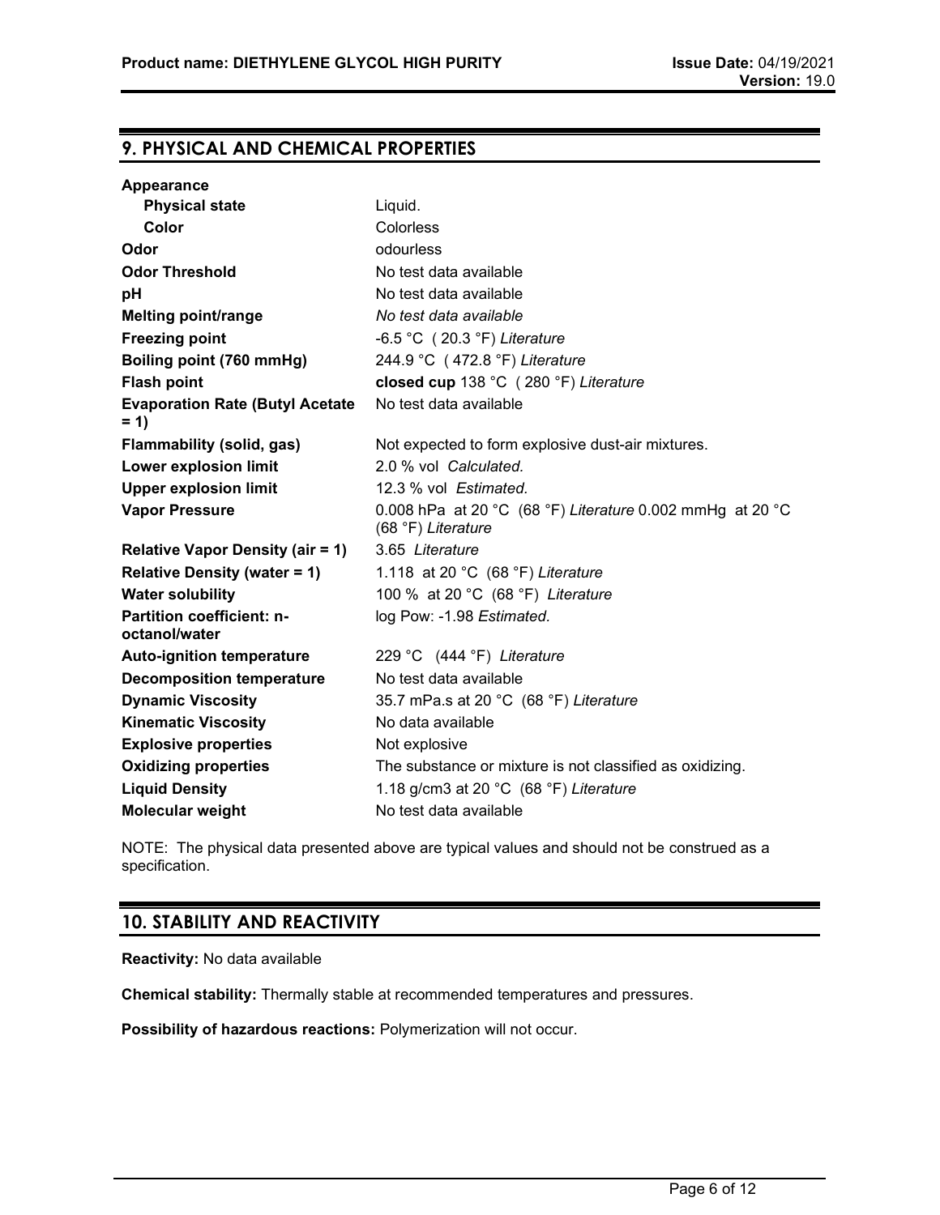## 9. PHYSICAL AND CHEMICAL PROPERTIES

| Property | Value |
|---|---|
| **Appearance** | |
| **Physical state** | Liquid. |
| **Color** | Colorless |
| **Odor** | odourless |
| **Odor Threshold** | No test data available |
| **pH** | No test data available |
| **Melting point/range** | *No test data available* |
| **Freezing point** | -6.5 °C ( 20.3 °F) *Literature* |
| **Boiling point (760 mmHg)** | 244.9 °C ( 472.8 °F) *Literature* |
| **Flash point** | **closed cup** 138 °C ( 280 °F) *Literature* |
| **Evaporation Rate (Butyl Acetate = 1)** | No test data available |
| **Flammability (solid, gas)** | Not expected to form explosive dust-air mixtures. |
| **Lower explosion limit** | 2.0 % vol *Calculated.* |
| **Upper explosion limit** | 12.3 % vol *Estimated.* |
| **Vapor Pressure** | 0.008 hPa at 20 °C (68 °F) *Literature* 0.002 mmHg at 20 °C (68 °F) *Literature* |
| **Relative Vapor Density (air = 1)** | 3.65 *Literature* |
| **Relative Density (water = 1)** | 1.118 at 20 °C (68 °F) *Literature* |
| **Water solubility** | 100 % at 20 °C (68 °F) *Literature* |
| **Partition coefficient: n-octanol/water** | log Pow: -1.98 *Estimated.* |
| **Auto-ignition temperature** | 229 °C (444 °F) *Literature* |
| **Decomposition temperature** | No test data available |
| **Dynamic Viscosity** | 35.7 mPa.s at 20 °C (68 °F) *Literature* |
| **Kinematic Viscosity** | No data available |
| **Explosive properties** | Not explosive |
| **Oxidizing properties** | The substance or mixture is not classified as oxidizing. |
| **Liquid Density** | 1.18 g/cm3 at 20 °C (68 °F) *Literature* |
| **Molecular weight** | No test data available |

NOTE: The physical data presented above are typical values and should not be construed as a specification.

## 10. STABILITY AND REACTIVITY

**Reactivity:** No data available

**Chemical stability:** Thermally stable at recommended temperatures and pressures.

**Possibility of hazardous reactions:** Polymerization will not occur.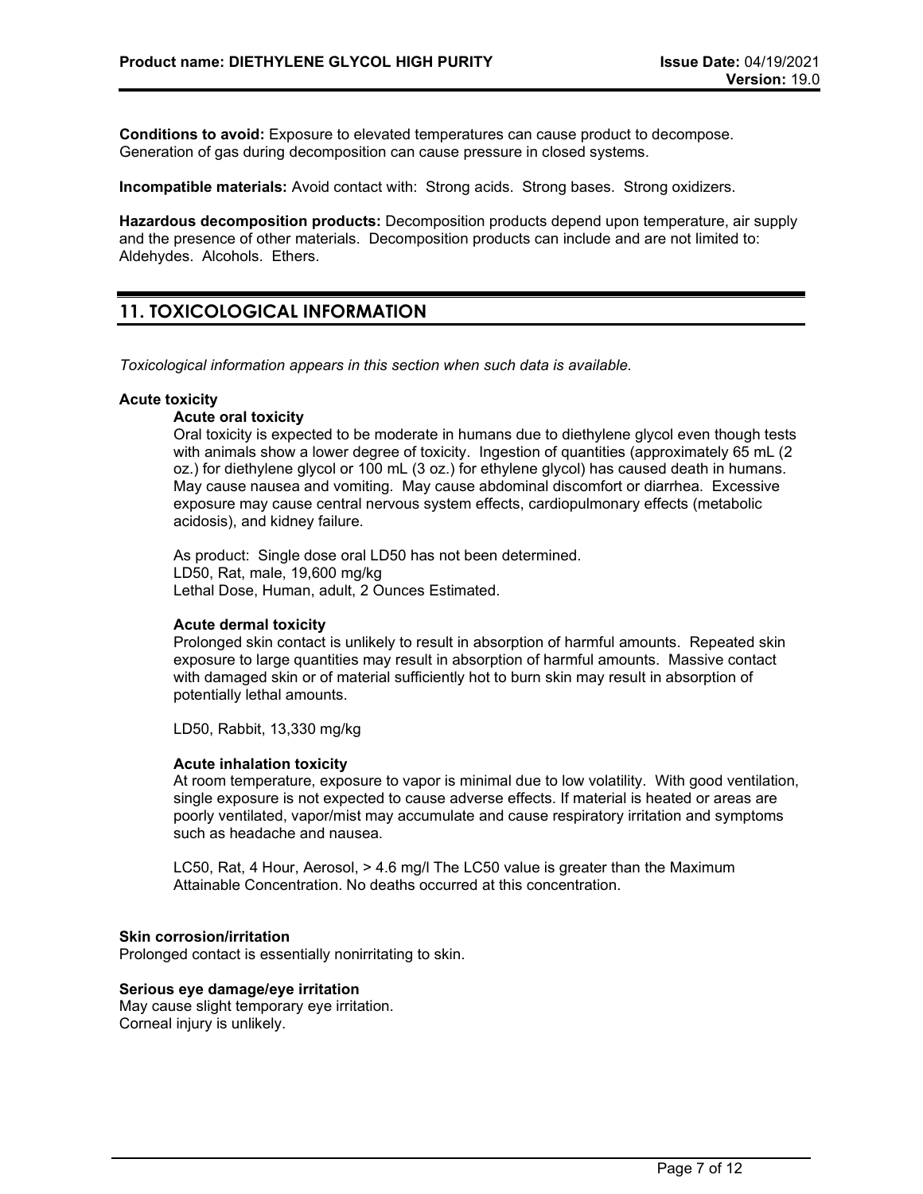**Conditions to avoid:** Exposure to elevated temperatures can cause product to decompose. Generation of gas during decomposition can cause pressure in closed systems.

**Incompatible materials:** Avoid contact with: Strong acids. Strong bases. Strong oxidizers.

**Hazardous decomposition products:** Decomposition products depend upon temperature, air supply and the presence of other materials. Decomposition products can include and are not limited to: Aldehydes. Alcohols. Ethers.

## 11. TOXICOLOGICAL INFORMATION

*Toxicological information appears in this section when such data is available.*

**Acute toxicity**

**Acute oral toxicity**

Oral toxicity is expected to be moderate in humans due to diethylene glycol even though tests with animals show a lower degree of toxicity. Ingestion of quantities (approximately 65 mL (2 oz.) for diethylene glycol or 100 mL (3 oz.) for ethylene glycol) has caused death in humans. May cause nausea and vomiting. May cause abdominal discomfort or diarrhea. Excessive exposure may cause central nervous system effects, cardiopulmonary effects (metabolic acidosis), and kidney failure.

As product: Single dose oral LD50 has not been determined.
LD50, Rat, male, 19,600 mg/kg
Lethal Dose, Human, adult, 2 Ounces Estimated.

**Acute dermal toxicity**

Prolonged skin contact is unlikely to result in absorption of harmful amounts. Repeated skin exposure to large quantities may result in absorption of harmful amounts. Massive contact with damaged skin or of material sufficiently hot to burn skin may result in absorption of potentially lethal amounts.

LD50, Rabbit, 13,330 mg/kg

**Acute inhalation toxicity**

At room temperature, exposure to vapor is minimal due to low volatility. With good ventilation, single exposure is not expected to cause adverse effects. If material is heated or areas are poorly ventilated, vapor/mist may accumulate and cause respiratory irritation and symptoms such as headache and nausea.

LC50, Rat, 4 Hour, Aerosol, > 4.6 mg/l The LC50 value is greater than the Maximum Attainable Concentration. No deaths occurred at this concentration.

**Skin corrosion/irritation**

Prolonged contact is essentially nonirritating to skin.

**Serious eye damage/eye irritation**

May cause slight temporary eye irritation.
Corneal injury is unlikely.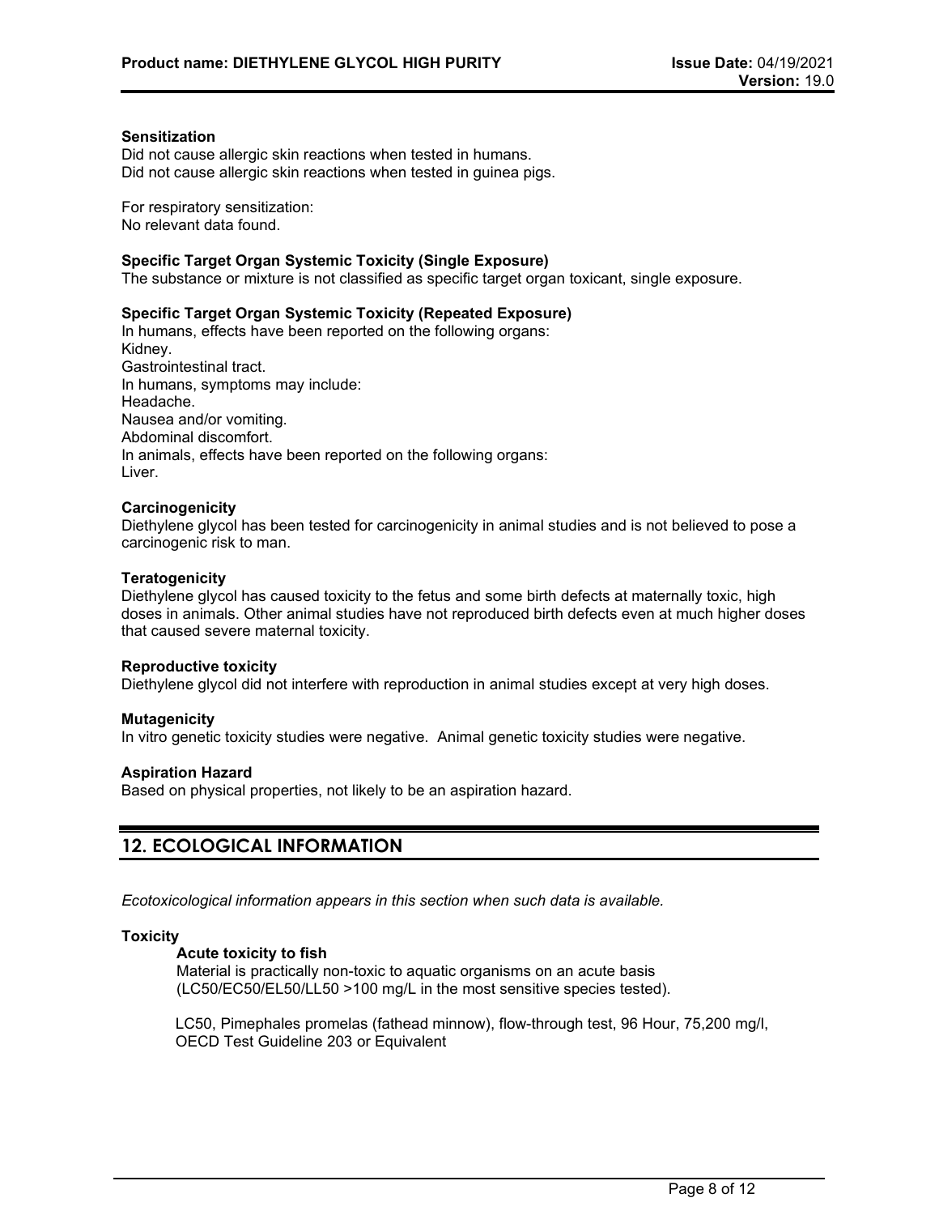**Sensitization**

Did not cause allergic skin reactions when tested in humans.
Did not cause allergic skin reactions when tested in guinea pigs.

For respiratory sensitization:
No relevant data found.

**Specific Target Organ Systemic Toxicity (Single Exposure)**

The substance or mixture is not classified as specific target organ toxicant, single exposure.

**Specific Target Organ Systemic Toxicity (Repeated Exposure)**

In humans, effects have been reported on the following organs:
Kidney.
Gastrointestinal tract.
In humans, symptoms may include:
Headache.
Nausea and/or vomiting.
Abdominal discomfort.
In animals, effects have been reported on the following organs:
Liver.

**Carcinogenicity**

Diethylene glycol has been tested for carcinogenicity in animal studies and is not believed to pose a carcinogenic risk to man.

**Teratogenicity**

Diethylene glycol has caused toxicity to the fetus and some birth defects at maternally toxic, high doses in animals. Other animal studies have not reproduced birth defects even at much higher doses that caused severe maternal toxicity.

**Reproductive toxicity**

Diethylene glycol did not interfere with reproduction in animal studies except at very high doses.

**Mutagenicity**

In vitro genetic toxicity studies were negative. Animal genetic toxicity studies were negative.

**Aspiration Hazard**

Based on physical properties, not likely to be an aspiration hazard.

## 12. ECOLOGICAL INFORMATION

*Ecotoxicological information appears in this section when such data is available.*

**Toxicity**

**Acute toxicity to fish**

Material is practically non-toxic to aquatic organisms on an acute basis (LC50/EC50/EL50/LL50 >100 mg/L in the most sensitive species tested).

LC50, Pimephales promelas (fathead minnow), flow-through test, 96 Hour, 75,200 mg/l, OECD Test Guideline 203 or Equivalent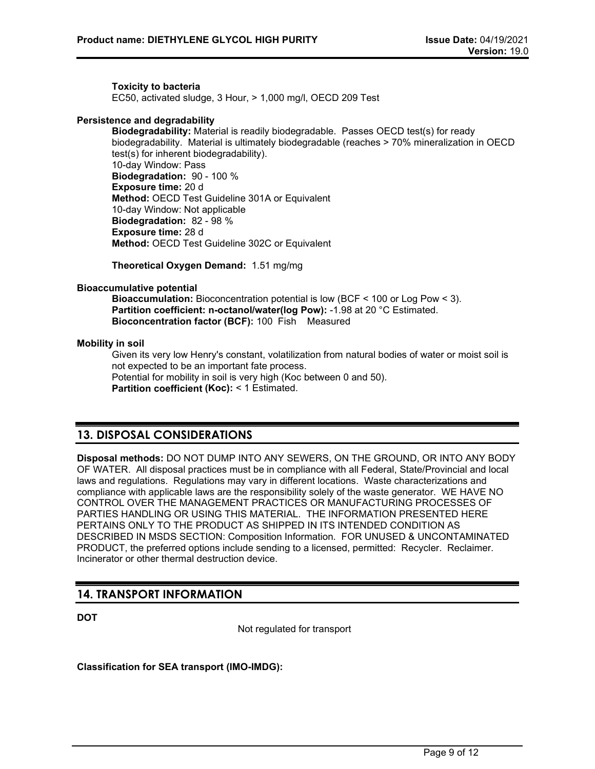**Toxicity to bacteria**
EC50, activated sludge, 3 Hour, > 1,000 mg/l, OECD 209 Test

**Persistence and degradability**

**Biodegradability:** Material is readily biodegradable. Passes OECD test(s) for ready biodegradability. Material is ultimately biodegradable (reaches > 70% mineralization in OECD test(s) for inherent biodegradability).
10-day Window: Pass
**Biodegradation:** 90 - 100 %
**Exposure time:** 20 d
**Method:** OECD Test Guideline 301A or Equivalent
10-day Window: Not applicable
**Biodegradation:** 82 - 98 %
**Exposure time:** 28 d
**Method:** OECD Test Guideline 302C or Equivalent

**Theoretical Oxygen Demand:** 1.51 mg/mg

**Bioaccumulative potential**

**Bioaccumulation:** Bioconcentration potential is low (BCF < 100 or Log Pow < 3).
**Partition coefficient: n-octanol/water(log Pow):** -1.98 at 20 °C Estimated.
**Bioconcentration factor (BCF):** 100 Fish Measured

**Mobility in soil**

Given its very low Henry's constant, volatilization from natural bodies of water or moist soil is not expected to be an important fate process.
Potential for mobility in soil is very high (Koc between 0 and 50).
**Partition coefficient (Koc):** < 1 Estimated.

## 13. DISPOSAL CONSIDERATIONS

**Disposal methods:** DO NOT DUMP INTO ANY SEWERS, ON THE GROUND, OR INTO ANY BODY OF WATER. All disposal practices must be in compliance with all Federal, State/Provincial and local laws and regulations. Regulations may vary in different locations. Waste characterizations and compliance with applicable laws are the responsibility solely of the waste generator. WE HAVE NO CONTROL OVER THE MANAGEMENT PRACTICES OR MANUFACTURING PROCESSES OF PARTIES HANDLING OR USING THIS MATERIAL. THE INFORMATION PRESENTED HERE PERTAINS ONLY TO THE PRODUCT AS SHIPPED IN ITS INTENDED CONDITION AS DESCRIBED IN MSDS SECTION: Composition Information. FOR UNUSED & UNCONTAMINATED PRODUCT, the preferred options include sending to a licensed, permitted: Recycler. Reclaimer. Incinerator or other thermal destruction device.

## 14. TRANSPORT INFORMATION

**DOT**

Not regulated for transport

**Classification for SEA transport (IMO-IMDG):**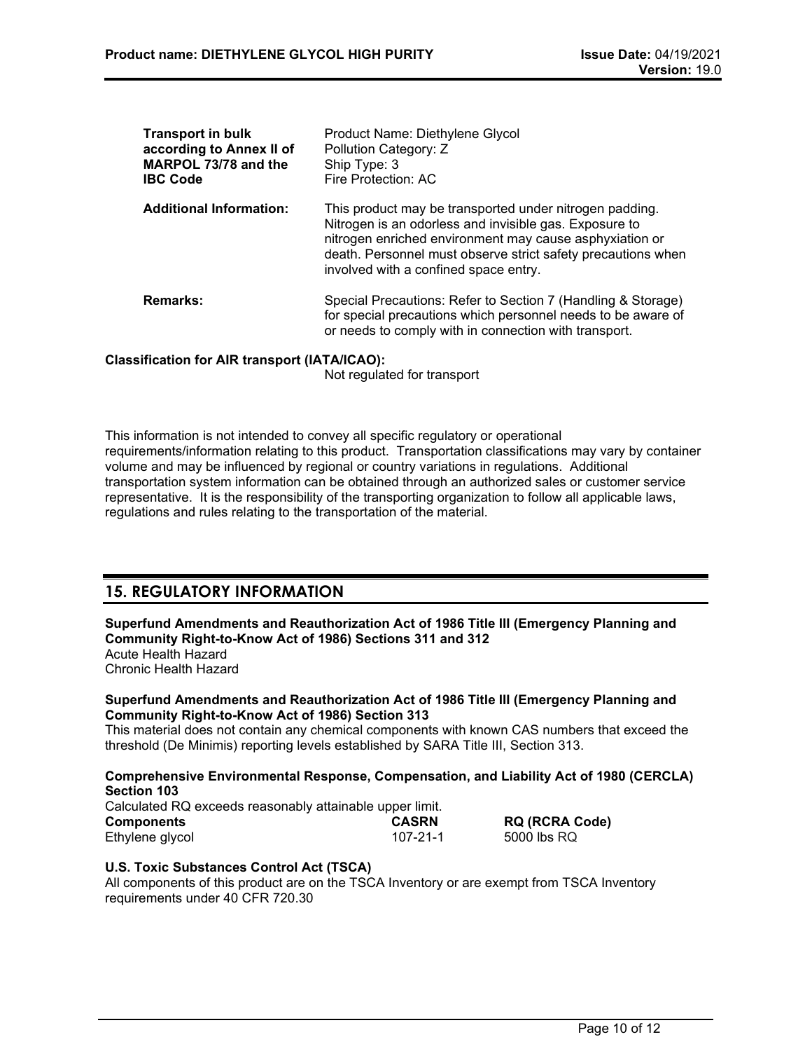| | |
|---|---|
| **Transport in bulk according to Annex II of MARPOL 73/78 and the IBC Code** | Product Name: Diethylene Glycol<br>Pollution Category: Z<br>Ship Type: 3<br>Fire Protection: AC |
| **Additional Information:** | This product may be transported under nitrogen padding. Nitrogen is an odorless and invisible gas. Exposure to nitrogen enriched environment may cause asphyxiation or death. Personnel must observe strict safety precautions when involved with a confined space entry. |
| **Remarks:** | Special Precautions: Refer to Section 7 (Handling & Storage) for special precautions which personnel needs to be aware of or needs to comply with in connection with transport. |

**Classification for AIR transport (IATA/ICAO):**
Not regulated for transport

This information is not intended to convey all specific regulatory or operational requirements/information relating to this product. Transportation classifications may vary by container volume and may be influenced by regional or country variations in regulations. Additional transportation system information can be obtained through an authorized sales or customer service representative. It is the responsibility of the transporting organization to follow all applicable laws, regulations and rules relating to the transportation of the material.

## 15. REGULATORY INFORMATION

**Superfund Amendments and Reauthorization Act of 1986 Title III (Emergency Planning and Community Right-to-Know Act of 1986) Sections 311 and 312**
Acute Health Hazard
Chronic Health Hazard

**Superfund Amendments and Reauthorization Act of 1986 Title III (Emergency Planning and Community Right-to-Know Act of 1986) Section 313**
This material does not contain any chemical components with known CAS numbers that exceed the threshold (De Minimis) reporting levels established by SARA Title III, Section 313.

**Comprehensive Environmental Response, Compensation, and Liability Act of 1980 (CERCLA) Section 103**
Calculated RQ exceeds reasonably attainable upper limit.

| **Components** | **CASRN** | **RQ (RCRA Code)** |
|---|---|---|
| Ethylene glycol | 107-21-1 | 5000 lbs RQ |

**U.S. Toxic Substances Control Act (TSCA)**
All components of this product are on the TSCA Inventory or are exempt from TSCA Inventory requirements under 40 CFR 720.30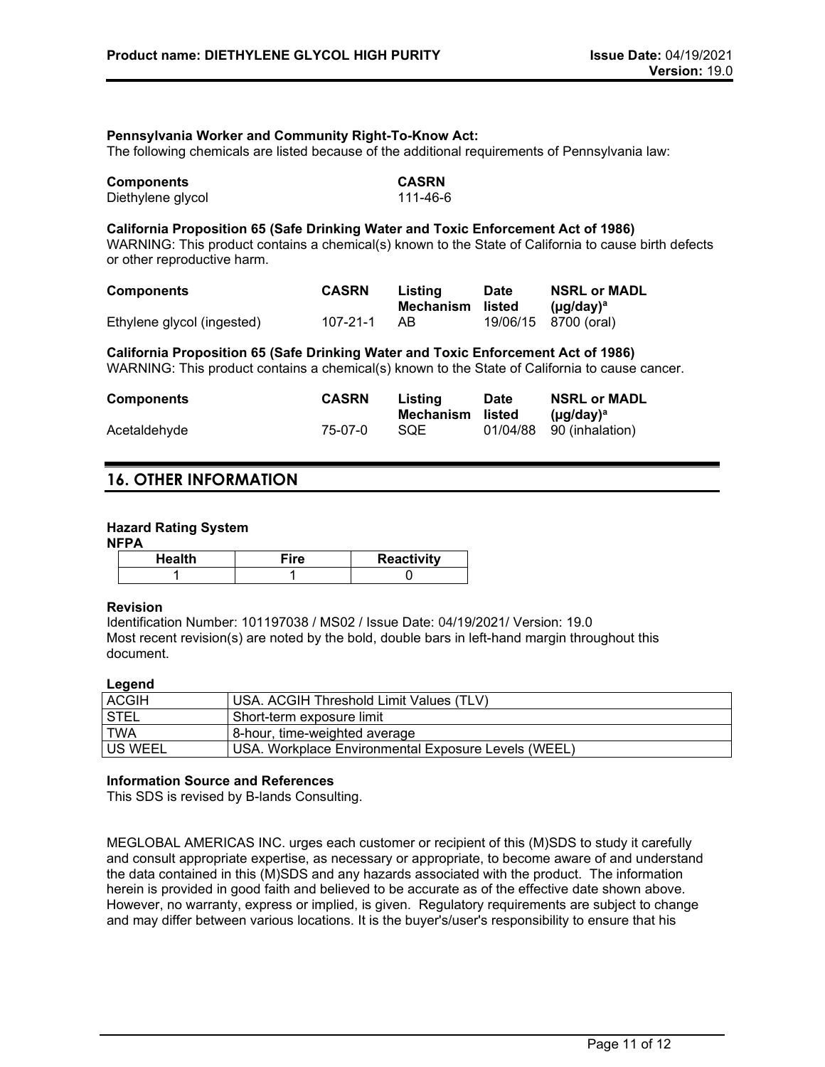**Pennsylvania Worker and Community Right-To-Know Act:**
The following chemicals are listed because of the additional requirements of Pennsylvania law:

| Components | CASRN |
|---|---|
| Diethylene glycol | 111-46-6 |

**California Proposition 65 (Safe Drinking Water and Toxic Enforcement Act of 1986)**
WARNING: This product contains a chemical(s) known to the State of California to cause birth defects or other reproductive harm.

| Components | CASRN | Listing Mechanism | Date listed | NSRL or MADL (µg/day)[a] |
|---|---|---|---|---|
| Ethylene glycol (ingested) | 107-21-1 | AB | 19/06/15 | 8700 (oral) |

**California Proposition 65 (Safe Drinking Water and Toxic Enforcement Act of 1986)**
WARNING: This product contains a chemical(s) known to the State of California to cause cancer.

| Components | CASRN | Listing Mechanism | Date listed | NSRL or MADL (µg/day)[a] |
|---|---|---|---|---|
| Acetaldehyde | 75-07-0 | SQE | 01/04/88 | 90 (inhalation) |

## 16. OTHER INFORMATION

**Hazard Rating System**

**NFPA**

| Health | Fire | Reactivity |
|---|---|---|
| 1 | 1 | 0 |

**Revision**
Identification Number: 101197038 / MS02 / Issue Date: 04/19/2021/ Version: 19.0
Most recent revision(s) are noted by the bold, double bars in left-hand margin throughout this document.

**Legend**

| | |
|---|---|
| ACGIH | USA. ACGIH Threshold Limit Values (TLV) |
| STEL | Short-term exposure limit |
| TWA | 8-hour, time-weighted average |
| US WEEL | USA. Workplace Environmental Exposure Levels (WEEL) |

**Information Source and References**
This SDS is revised by B-lands Consulting.

MEGLOBAL AMERICAS INC. urges each customer or recipient of this (M)SDS to study it carefully and consult appropriate expertise, as necessary or appropriate, to become aware of and understand the data contained in this (M)SDS and any hazards associated with the product. The information herein is provided in good faith and believed to be accurate as of the effective date shown above. However, no warranty, express or implied, is given. Regulatory requirements are subject to change and may differ between various locations. It is the buyer's/user's responsibility to ensure that his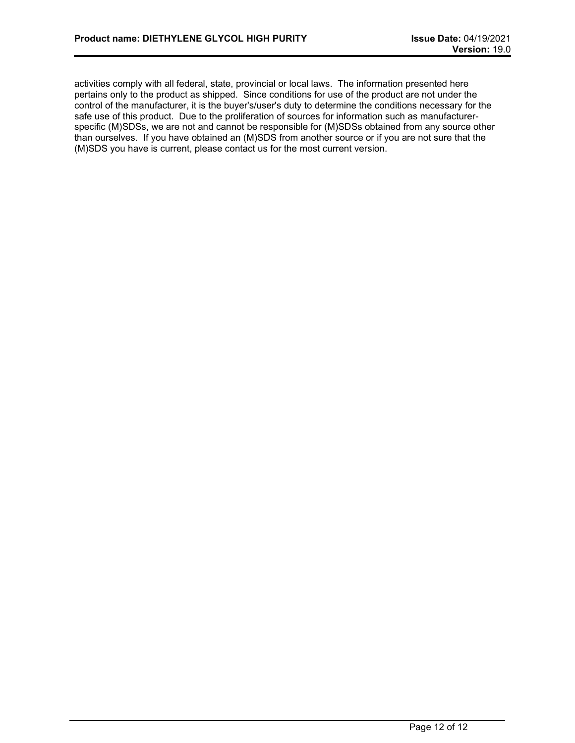activities comply with all federal, state, provincial or local laws. The information presented here pertains only to the product as shipped. Since conditions for use of the product are not under the control of the manufacturer, it is the buyer's/user's duty to determine the conditions necessary for the safe use of this product. Due to the proliferation of sources for information such as manufacturer-specific (M)SDSs, we are not and cannot be responsible for (M)SDSs obtained from any source other than ourselves. If you have obtained an (M)SDS from another source or if you are not sure that the (M)SDS you have is current, please contact us for the most current version.